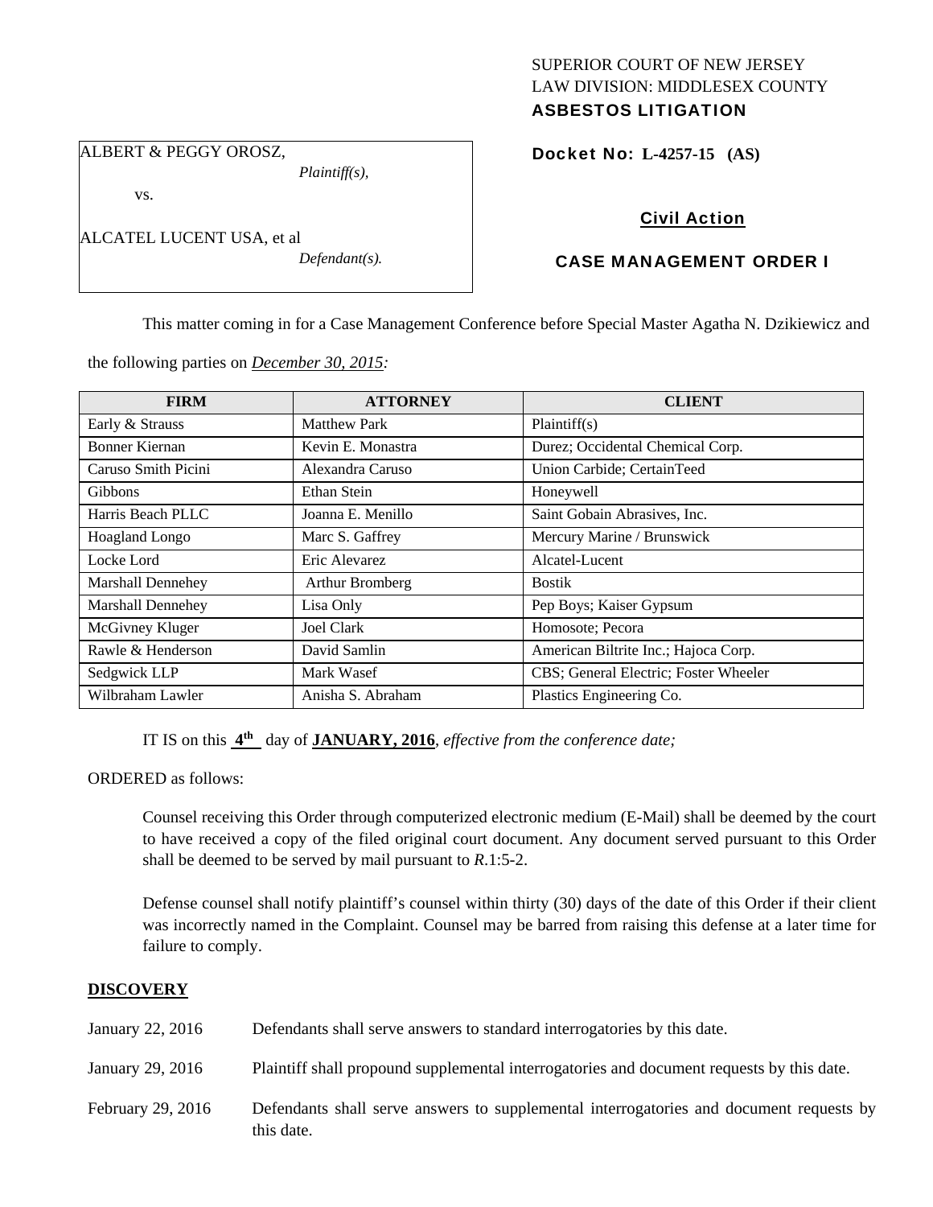SUPERIOR COURT OF NEW JERSEY
LAW DIVISION: MIDDLESEX COUNTY
**ASBESTOS LITIGATION**

ALBERT & PEGGY OROSZ,
*Plaintiff(s),*
vs.
ALCATEL LUCENT USA, et al
*Defendant(s).*

**Docket No: L-4257-15 (AS)**

**Civil Action**

**CASE MANAGEMENT ORDER I**

This matter coming in for a Case Management Conference before Special Master Agatha N. Dzikiewicz and the following parties on *December 30, 2015:*

| FIRM | ATTORNEY | CLIENT |
|---|---|---|
| Early & Strauss | Matthew Park | Plaintiff(s) |
| Bonner Kiernan | Kevin E. Monastra | Durez; Occidental Chemical Corp. |
| Caruso Smith Picini | Alexandra Caruso | Union Carbide; CertainTeed |
| Gibbons | Ethan Stein | Honeywell |
| Harris Beach PLLC | Joanna E. Menillo | Saint Gobain Abrasives, Inc. |
| Hoagland Longo | Marc S. Gaffrey | Mercury Marine / Brunswick |
| Locke Lord | Eric Alevarez | Alcatel-Lucent |
| Marshall Dennehey | Arthur Bromberg | Bostik |
| Marshall Dennehey | Lisa Only | Pep Boys; Kaiser Gypsum |
| McGivney Kluger | Joel Clark | Homosote; Pecora |
| Rawle & Henderson | David Samlin | American Biltrite Inc.; Hajoca Corp. |
| Sedgwick LLP | Mark Wasef | CBS; General Electric; Foster Wheeler |
| Wilbraham Lawler | Anisha S. Abraham | Plastics Engineering Co. |

IT IS on this **4th** day of **JANUARY, 2016**, *effective from the conference date;*

ORDERED as follows:

Counsel receiving this Order through computerized electronic medium (E-Mail) shall be deemed by the court to have received a copy of the filed original court document. Any document served pursuant to this Order shall be deemed to be served by mail pursuant to *R*.1:5-2.

Defense counsel shall notify plaintiff's counsel within thirty (30) days of the date of this Order if their client was incorrectly named in the Complaint. Counsel may be barred from raising this defense at a later time for failure to comply.

**DISCOVERY**

January 22, 2016 — Defendants shall serve answers to standard interrogatories by this date.

January 29, 2016 — Plaintiff shall propound supplemental interrogatories and document requests by this date.

February 29, 2016 — Defendants shall serve answers to supplemental interrogatories and document requests by this date.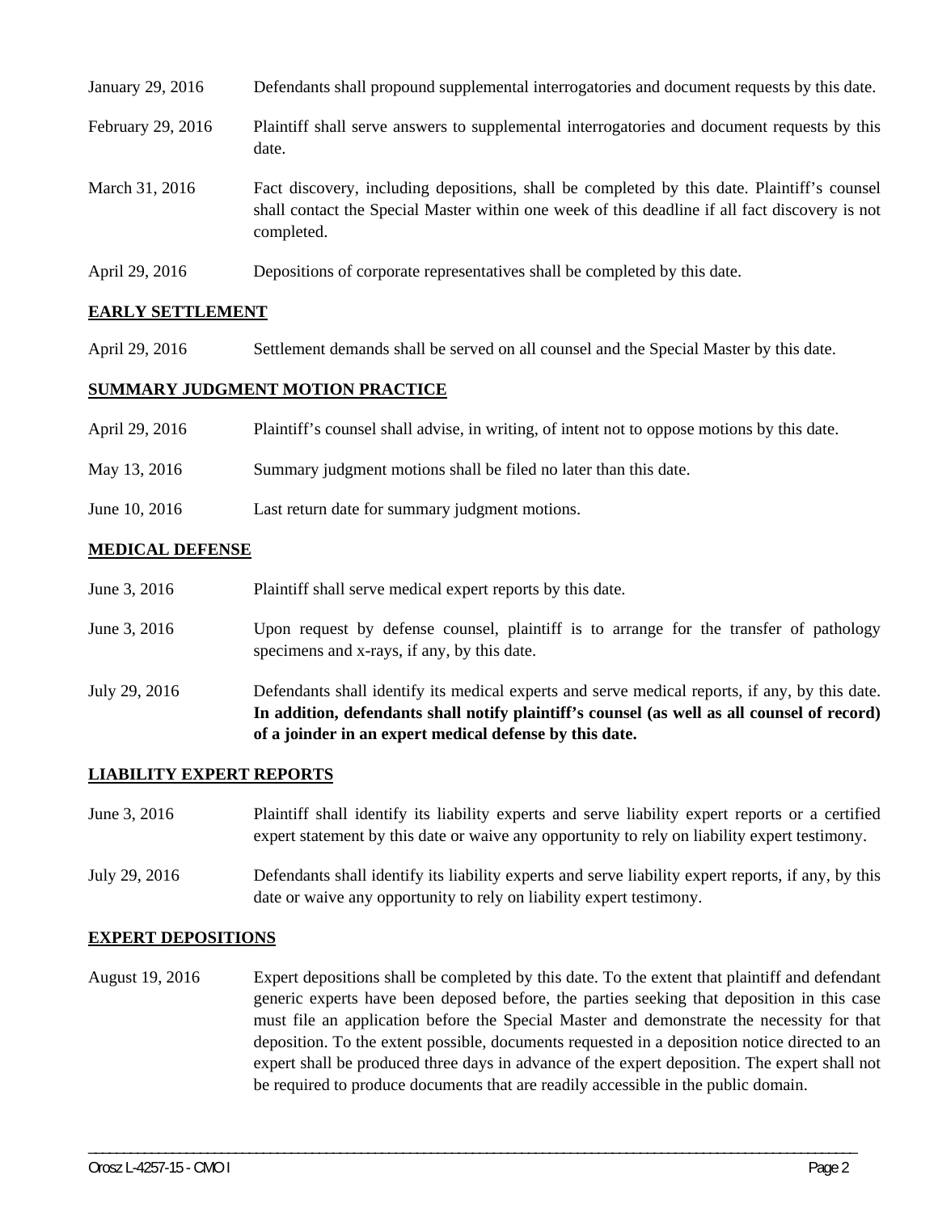| | |
|---|---|
| January 29, 2016 | Defendants shall propound supplemental interrogatories and document requests by this date. |
| February 29, 2016 | Plaintiff shall serve answers to supplemental interrogatories and document requests by this date. |
| March 31, 2016 | Fact discovery, including depositions, shall be completed by this date. Plaintiff's counsel shall contact the Special Master within one week of this deadline if all fact discovery is not completed. |
| April 29, 2016 | Depositions of corporate representatives shall be completed by this date. |

## EARLY SETTLEMENT

| | |
|---|---|
| April 29, 2016 | Settlement demands shall be served on all counsel and the Special Master by this date. |

## SUMMARY JUDGMENT MOTION PRACTICE

| | |
|---|---|
| April 29, 2016 | Plaintiff's counsel shall advise, in writing, of intent not to oppose motions by this date. |
| May 13, 2016 | Summary judgment motions shall be filed no later than this date. |
| June 10, 2016 | Last return date for summary judgment motions. |

## MEDICAL DEFENSE

| | |
|---|---|
| June 3, 2016 | Plaintiff shall serve medical expert reports by this date. |
| June 3, 2016 | Upon request by defense counsel, plaintiff is to arrange for the transfer of pathology specimens and x-rays, if any, by this date. |
| July 29, 2016 | Defendants shall identify its medical experts and serve medical reports, if any, by this date. **In addition, defendants shall notify plaintiff's counsel (as well as all counsel of record) of a joinder in an expert medical defense by this date.** |

## LIABILITY EXPERT REPORTS

| | |
|---|---|
| June 3, 2016 | Plaintiff shall identify its liability experts and serve liability expert reports or a certified expert statement by this date or waive any opportunity to rely on liability expert testimony. |
| July 29, 2016 | Defendants shall identify its liability experts and serve liability expert reports, if any, by this date or waive any opportunity to rely on liability expert testimony. |

## EXPERT DEPOSITIONS

| | |
|---|---|
| August 19, 2016 | Expert depositions shall be completed by this date. To the extent that plaintiff and defendant generic experts have been deposed before, the parties seeking that deposition in this case must file an application before the Special Master and demonstrate the necessity for that deposition. To the extent possible, documents requested in a deposition notice directed to an expert shall be produced three days in advance of the expert deposition. The expert shall not be required to produce documents that are readily accessible in the public domain. |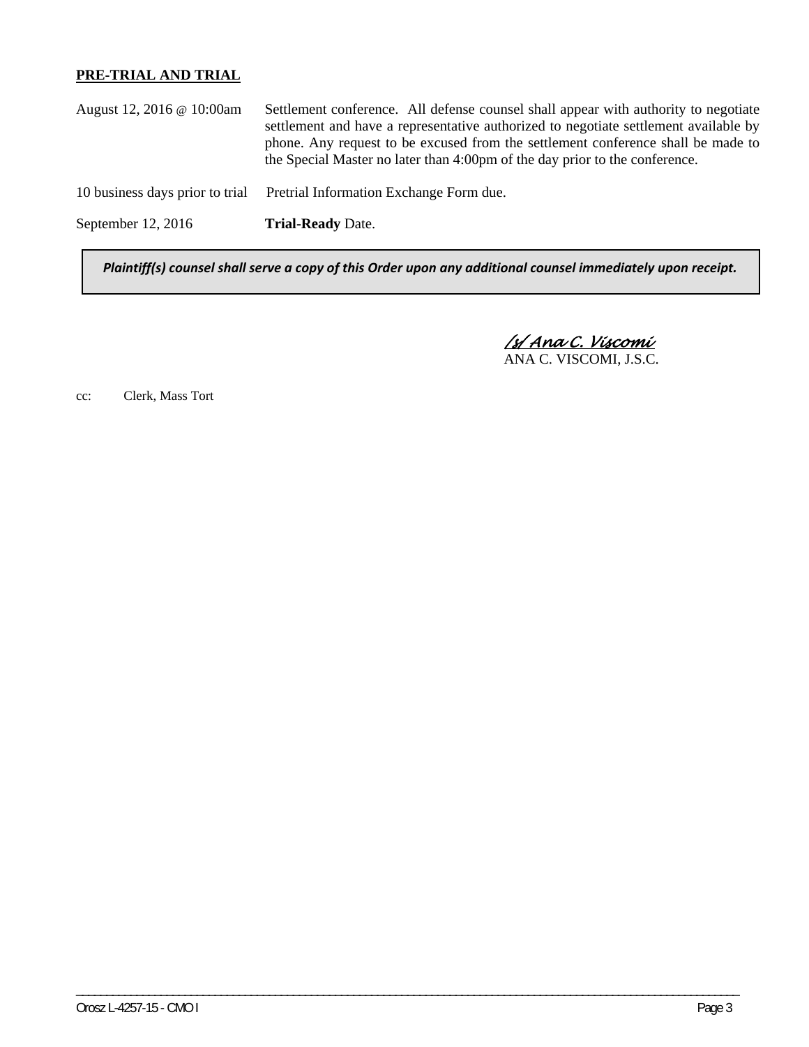**PRE-TRIAL AND TRIAL**

| | |
|---|---|
| August 12, 2016 @ 10:00am | Settlement conference. All defense counsel shall appear with authority to negotiate settlement and have a representative authorized to negotiate settlement available by phone. Any request to be excused from the settlement conference shall be made to the Special Master no later than 4:00pm of the day prior to the conference. |
| 10 business days prior to trial | Pretrial Information Exchange Form due. |
| September 12, 2016 | **Trial-Ready** Date. |

***Plaintiff(s) counsel shall serve a copy of this Order upon any additional counsel immediately upon receipt.***

/s/ Ana C. Viscomi
ANA C. VISCOMI, J.S.C.

cc: Clerk, Mass Tort